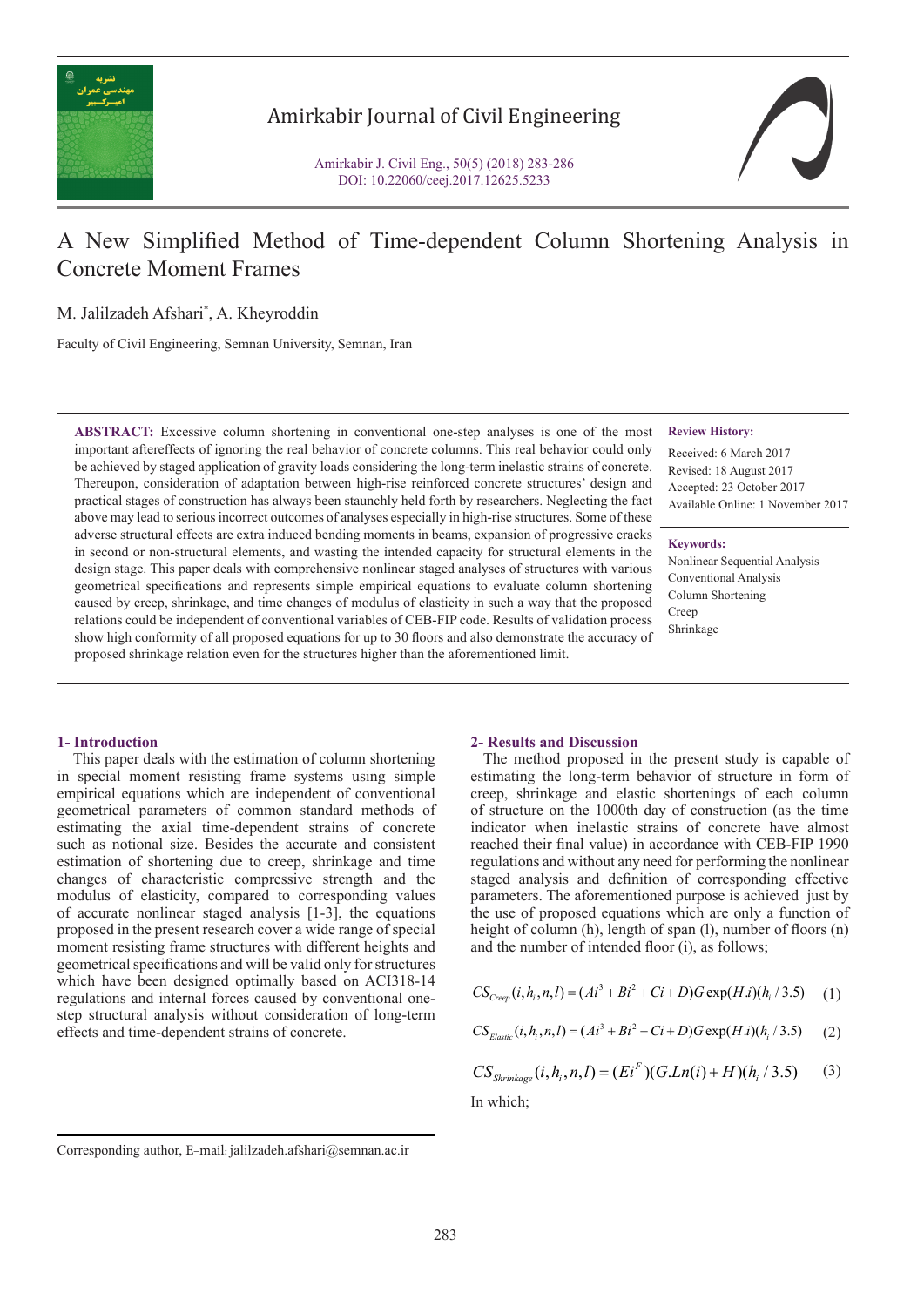# A New Simplified Method of Time-dependent Column Shortening Analysis in Concrete Moment Frames

M. Jalilzadeh Afshari*, A. Kheyroddin

Faculty of Civil Engineering, Semnan University, Semnan, Iran

**ABSTRACT:** Excessive column shortening in conventional one-step analyses is one of the most important aftereffects of ignoring the real behavior of concrete columns. This real behavior could only be achieved by staged application of gravity loads considering the long-term inelastic strains of concrete. Thereupon, consideration of adaptation between high-rise reinforced concrete structures' design and practical stages of construction has always been staunchly held forth by researchers. Neglecting the fact above may lead to serious incorrect outcomes of analyses especially in high-rise structures. Some of these adverse structural effects are extra induced bending moments in beams, expansion of progressive cracks in second or non-structural elements, and wasting the intended capacity for structural elements in the design stage. This paper deals with comprehensive nonlinear staged analyses of structures with various geometrical specifications and represents simple empirical equations to evaluate column shortening caused by creep, shrinkage, and time changes of modulus of elasticity in such a way that the proposed relations could be independent of conventional variables of CEB-FIP code. Results of validation process show high conformity of all proposed equations for up to 30 floors and also demonstrate the accuracy of proposed shrinkage relation even for the structures higher than the aforementioned limit.

**Review History:**

Received: 6 March 2017
Revised: 18 August 2017
Accepted: 23 October 2017
Available Online: 1 November 2017

**Keywords:**

Nonlinear Sequential Analysis
Conventional Analysis
Column Shortening
Creep
Shrinkage

## 1- Introduction

This paper deals with the estimation of column shortening in special moment resisting frame systems using simple empirical equations which are independent of conventional geometrical parameters of common standard methods of estimating the axial time-dependent strains of concrete such as notional size. Besides the accurate and consistent estimation of shortening due to creep, shrinkage and time changes of characteristic compressive strength and the modulus of elasticity, compared to corresponding values of accurate nonlinear staged analysis [1-3], the equations proposed in the present research cover a wide range of special moment resisting frame structures with different heights and geometrical specifications and will be valid only for structures which have been designed optimally based on ACI318-14 regulations and internal forces caused by conventional one-step structural analysis without consideration of long-term effects and time-dependent strains of concrete.

## 2- Results and Discussion

The method proposed in the present study is capable of estimating the long-term behavior of structure in form of creep, shrinkage and elastic shortenings of each column of structure on the 1000th day of construction (as the time indicator when inelastic strains of concrete have almost reached their final value) in accordance with CEB-FIP 1990 regulations and without any need for performing the nonlinear staged analysis and definition of corresponding effective parameters. The aforementioned purpose is achieved just by the use of proposed equations which are only a function of height of column (h), length of span (l), number of floors (n) and the number of intended floor (i), as follows;

$$CS_{Creep}(i,h_i,n,l) = (Ai^3 + Bi^2 + Ci + D)G\exp(H.i)(h_i/3.5) \quad (1)$$

$$CS_{Elastic}(i,h_i,n,l) = (Ai^3 + Bi^2 + Ci + D)G\exp(H.i)(h_i/3.5) \quad (2)$$

$$CS_{Shrinkage}(i,h_i,n,l) = (Ei^F)(G.Ln(i) + H)(h_i/3.5) \quad (3)$$

In which;

Corresponding author, E-mail: jalilzadeh.afshari@semnan.ac.ir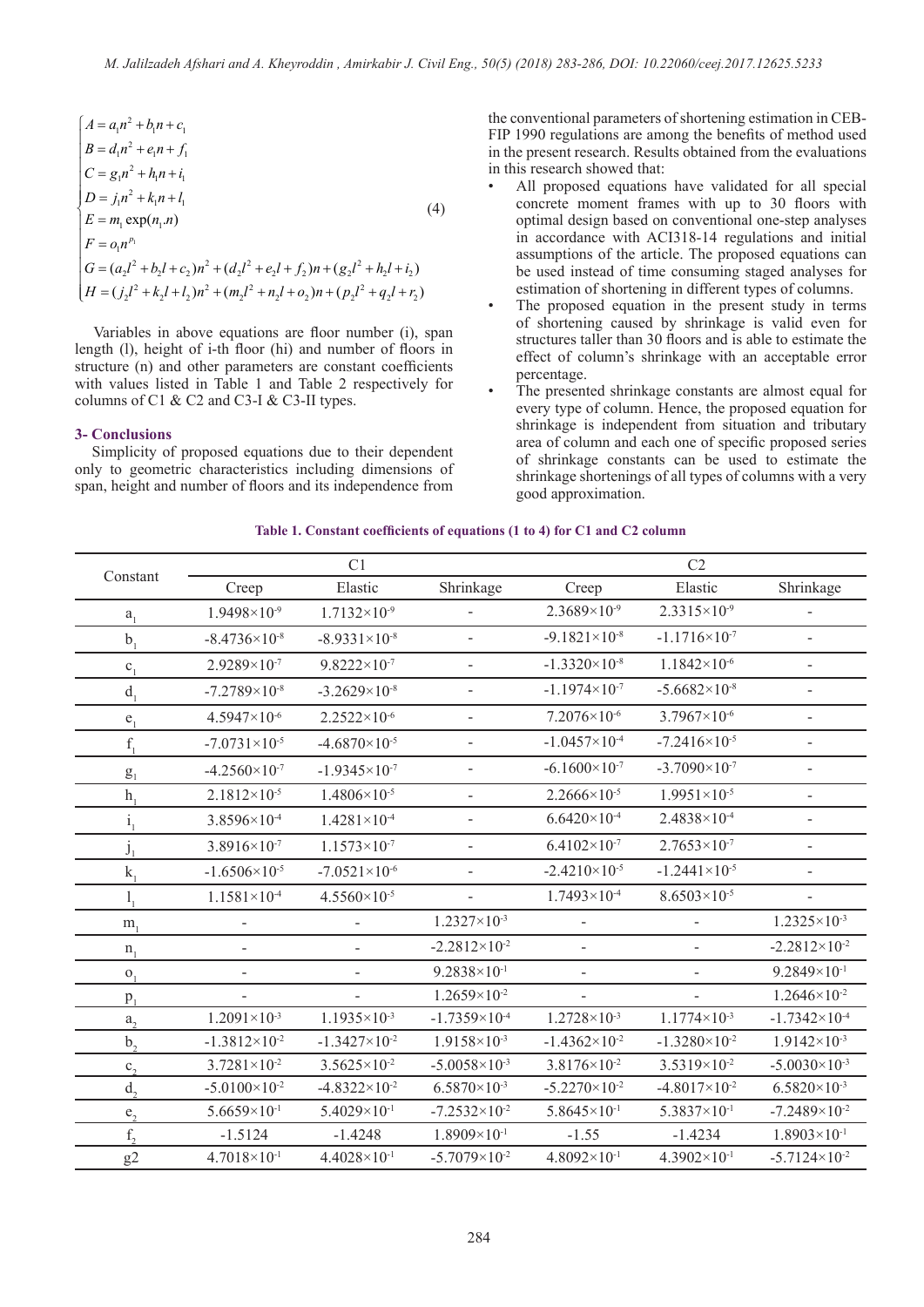$$
\begin{cases}
A = a_1 n^2 + b_1 n + c_1 \\
B = d_1 n^2 + e_1 n + f_1 \\
C = g_1 n^2 + h_1 n + i_1 \\
D = j_1 n^2 + k_1 n + l_1 \\
E = m_1 \exp(n_1 . n) \\
F = o_1 n^{p_1} \\
G = (a_2 l^2 + b_2 l + c_2) n^2 + (d_2 l^2 + e_2 l + f_2) n + (g_2 l^2 + h_2 l + i_2) \\
H = (j_2 l^2 + k_2 l + l_2) n^2 + (m_2 l^2 + n_2 l + o_2) n + (p_2 l^2 + q_2 l + r_2)
\end{cases}
\tag{4}
$$

Variables in above equations are floor number (i), span length (l), height of i-th floor (hi) and number of floors in structure (n) and other parameters are constant coefficients with values listed in Table 1 and Table 2 respectively for columns of C1 & C2 and C3-I & C3-II types.

## 3- Conclusions

Simplicity of proposed equations due to their dependent only to geometric characteristics including dimensions of span, height and number of floors and its independence from the conventional parameters of shortening estimation in CEB-FIP 1990 regulations are among the benefits of method used in the present research. Results obtained from the evaluations in this research showed that:

- All proposed equations have validated for all special concrete moment frames with up to 30 floors with optimal design based on conventional one-step analyses in accordance with ACI318-14 regulations and initial assumptions of the article. The proposed equations can be used instead of time consuming staged analyses for estimation of shortening in different types of columns.
- The proposed equation in the present study in terms of shortening caused by shrinkage is valid even for structures taller than 30 floors and is able to estimate the effect of column's shrinkage with an acceptable error percentage.
- The presented shrinkage constants are almost equal for every type of column. Hence, the proposed equation for shrinkage is independent from situation and tributary area of column and each one of specific proposed series of shrinkage constants can be used to estimate the shrinkage shortenings of all types of columns with a very good approximation.

**Table 1. Constant coefficients of equations (1 to 4) for C1 and C2 column**

| Constant | C1 | | | C2 | | |
|---|---|---|---|---|---|---|
| | Creep | Elastic | Shrinkage | Creep | Elastic | Shrinkage |
| $a_1$ | $1.9498\times10^{-9}$ | $1.7132\times10^{-9}$ | - | $2.3689\times10^{-9}$ | $2.3315\times10^{-9}$ | - |
| $b_1$ | $-8.4736\times10^{-8}$ | $-8.9331\times10^{-8}$ | - | $-9.1821\times10^{-8}$ | $-1.1716\times10^{-7}$ | - |
| $c_1$ | $2.9289\times10^{-7}$ | $9.8222\times10^{-7}$ | - | $-1.3320\times10^{-8}$ | $1.1842\times10^{-6}$ | - |
| $d_1$ | $-7.2789\times10^{-8}$ | $-3.2629\times10^{-8}$ | - | $-1.1974\times10^{-7}$ | $-5.6682\times10^{-8}$ | - |
| $e_1$ | $4.5947\times10^{-6}$ | $2.2522\times10^{-6}$ | - | $7.2076\times10^{-6}$ | $3.7967\times10^{-6}$ | - |
| $f_1$ | $-7.0731\times10^{-5}$ | $-4.6870\times10^{-5}$ | - | $-1.0457\times10^{-4}$ | $-7.2416\times10^{-5}$ | - |
| $g_1$ | $-4.2560\times10^{-7}$ | $-1.9345\times10^{-7}$ | - | $-6.1600\times10^{-7}$ | $-3.7090\times10^{-7}$ | - |
| $h_1$ | $2.1812\times10^{-5}$ | $1.4806\times10^{-5}$ | - | $2.2666\times10^{-5}$ | $1.9951\times10^{-5}$ | - |
| $i_1$ | $3.8596\times10^{-4}$ | $1.4281\times10^{-4}$ | - | $6.6420\times10^{-4}$ | $2.4838\times10^{-4}$ | - |
| $j_1$ | $3.8916\times10^{-7}$ | $1.1573\times10^{-7}$ | - | $6.4102\times10^{-7}$ | $2.7653\times10^{-7}$ | - |
| $k_1$ | $-1.6506\times10^{-5}$ | $-7.0521\times10^{-6}$ | - | $-2.4210\times10^{-5}$ | $-1.2441\times10^{-5}$ | - |
| $l_1$ | $1.1581\times10^{-4}$ | $4.5560\times10^{-5}$ | - | $1.7493\times10^{-4}$ | $8.6503\times10^{-5}$ | - |
| $m_1$ | - | - | $1.2327\times10^{-3}$ | - | - | $1.2325\times10^{-3}$ |
| $n_1$ | - | - | $-2.2812\times10^{-2}$ | - | - | $-2.2812\times10^{-2}$ |
| $o_1$ | - | - | $9.2838\times10^{-1}$ | - | - | $9.2849\times10^{-1}$ |
| $p_1$ | - | - | $1.2659\times10^{-2}$ | - | - | $1.2646\times10^{-2}$ |
| $a_2$ | $1.2091\times10^{-3}$ | $1.1935\times10^{-3}$ | $-1.7359\times10^{-4}$ | $1.2728\times10^{-3}$ | $1.1774\times10^{-3}$ | $-1.7342\times10^{-4}$ |
| $b_2$ | $-1.3812\times10^{-2}$ | $-1.3427\times10^{-2}$ | $1.9158\times10^{-3}$ | $-1.4362\times10^{-2}$ | $-1.3280\times10^{-2}$ | $1.9142\times10^{-3}$ |
| $c_2$ | $3.7281\times10^{-2}$ | $3.5625\times10^{-2}$ | $-5.0058\times10^{-3}$ | $3.8176\times10^{-2}$ | $3.5319\times10^{-2}$ | $-5.0030\times10^{-3}$ |
| $d_2$ | $-5.0100\times10^{-2}$ | $-4.8322\times10^{-2}$ | $6.5870\times10^{-3}$ | $-5.2270\times10^{-2}$ | $-4.8017\times10^{-2}$ | $6.5820\times10^{-3}$ |
| $e_2$ | $5.6659\times10^{-1}$ | $5.4029\times10^{-1}$ | $-7.2532\times10^{-2}$ | $5.8645\times10^{-1}$ | $5.3837\times10^{-1}$ | $-7.2489\times10^{-2}$ |
| $f_2$ | -1.5124 | -1.4248 | $1.8909\times10^{-1}$ | -1.55 | -1.4234 | $1.8903\times10^{-1}$ |
| $g_2$ | $4.7018\times10^{-1}$ | $4.4028\times10^{-1}$ | $-5.7079\times10^{-2}$ | $4.8092\times10^{-1}$ | $4.3902\times10^{-1}$ | $-5.7124\times10^{-2}$ |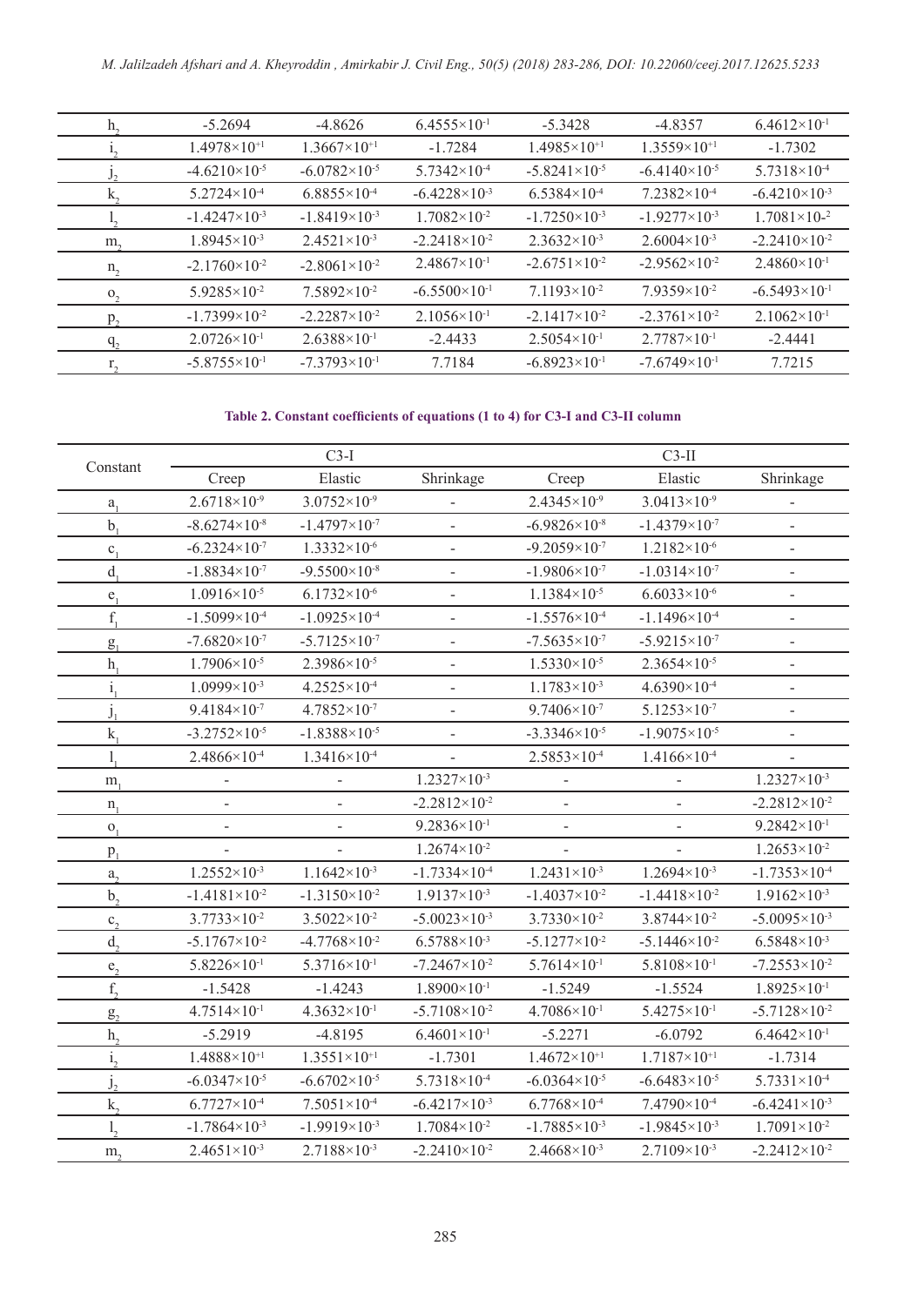| | | | | | | |
|---|---|---|---|---|---|---|
| $h_2$ | $-5.2694$ | $-4.8626$ | $6.4555\times10^{-1}$ | $-5.3428$ | $-4.8357$ | $6.4612\times10^{-1}$ |
| $i_2$ | $1.4978\times10^{+1}$ | $1.3667\times10^{+1}$ | $-1.7284$ | $1.4985\times10^{+1}$ | $1.3559\times10^{+1}$ | $-1.7302$ |
| $j_2$ | $-4.6210\times10^{-5}$ | $-6.0782\times10^{-5}$ | $5.7342\times10^{-4}$ | $-5.8241\times10^{-5}$ | $-6.4140\times10^{-5}$ | $5.7318\times10^{-4}$ |
| $k_2$ | $5.2724\times10^{-4}$ | $6.8855\times10^{-4}$ | $-6.4228\times10^{-3}$ | $6.5384\times10^{-4}$ | $7.2382\times10^{-4}$ | $-6.4210\times10^{-3}$ |
| $l_2$ | $-1.4247\times10^{-3}$ | $-1.8419\times10^{-3}$ | $1.7082\times10^{-2}$ | $-1.7250\times10^{-3}$ | $-1.9277\times10^{-3}$ | $1.7081\times10^{-2}$ |
| $m_2$ | $1.8945\times10^{-3}$ | $2.4521\times10^{-3}$ | $-2.2418\times10^{-2}$ | $2.3632\times10^{-3}$ | $2.6004\times10^{-3}$ | $-2.2410\times10^{-2}$ |
| $n_2$ | $-2.1760\times10^{-2}$ | $-2.8061\times10^{-2}$ | $2.4867\times10^{-1}$ | $-2.6751\times10^{-2}$ | $-2.9562\times10^{-2}$ | $2.4860\times10^{-1}$ |
| $o_2$ | $5.9285\times10^{-2}$ | $7.5892\times10^{-2}$ | $-6.5500\times10^{-1}$ | $7.1193\times10^{-2}$ | $7.9359\times10^{-2}$ | $-6.5493\times10^{-1}$ |
| $p_2$ | $-1.7399\times10^{-2}$ | $-2.2287\times10^{-2}$ | $2.1056\times10^{-1}$ | $-2.1417\times10^{-2}$ | $-2.3761\times10^{-2}$ | $2.1062\times10^{-1}$ |
| $q_2$ | $2.0726\times10^{-1}$ | $2.6388\times10^{-1}$ | $-2.4433$ | $2.5054\times10^{-1}$ | $2.7787\times10^{-1}$ | $-2.4441$ |
| $r_2$ | $-5.8755\times10^{-1}$ | $-7.3793\times10^{-1}$ | $7.7184$ | $-6.8923\times10^{-1}$ | $-7.6749\times10^{-1}$ | $7.7215$ |

**Table 2. Constant coefficients of equations (1 to 4) for C3-I and C3-II column**

| Constant | C3-I | | | C3-II | | |
|---|---|---|---|---|---|---|
| | Creep | Elastic | Shrinkage | Creep | Elastic | Shrinkage |
| $a_1$ | $2.6718\times10^{-9}$ | $3.0752\times10^{-9}$ | - | $2.4345\times10^{-9}$ | $3.0413\times10^{-9}$ | - |
| $b_1$ | $-8.6274\times10^{-8}$ | $-1.4797\times10^{-7}$ | - | $-6.9826\times10^{-8}$ | $-1.4379\times10^{-7}$ | - |
| $c_1$ | $-6.2324\times10^{-7}$ | $1.3332\times10^{-6}$ | - | $-9.2059\times10^{-7}$ | $1.2182\times10^{-6}$ | - |
| $d_1$ | $-1.8834\times10^{-7}$ | $-9.5500\times10^{-8}$ | - | $-1.9806\times10^{-7}$ | $-1.0314\times10^{-7}$ | - |
| $e_1$ | $1.0916\times10^{-5}$ | $6.1732\times10^{-6}$ | - | $1.1384\times10^{-5}$ | $6.6033\times10^{-6}$ | - |
| $f_1$ | $-1.5099\times10^{-4}$ | $-1.0925\times10^{-4}$ | - | $-1.5576\times10^{-4}$ | $-1.1496\times10^{-4}$ | - |
| $g_1$ | $-7.6820\times10^{-7}$ | $-5.7125\times10^{-7}$ | - | $-7.5635\times10^{-7}$ | $-5.9215\times10^{-7}$ | - |
| $h_1$ | $1.7906\times10^{-5}$ | $2.3986\times10^{-5}$ | - | $1.5330\times10^{-5}$ | $2.3654\times10^{-5}$ | - |
| $i_1$ | $1.0999\times10^{-3}$ | $4.2525\times10^{-4}$ | - | $1.1783\times10^{-3}$ | $4.6390\times10^{-4}$ | - |
| $j_1$ | $9.4184\times10^{-7}$ | $4.7852\times10^{-7}$ | - | $9.7406\times10^{-7}$ | $5.1253\times10^{-7}$ | - |
| $k_1$ | $-3.2752\times10^{-5}$ | $-1.8388\times10^{-5}$ | - | $-3.3346\times10^{-5}$ | $-1.9075\times10^{-5}$ | - |
| $l_1$ | $2.4866\times10^{-4}$ | $1.3416\times10^{-4}$ | - | $2.5853\times10^{-4}$ | $1.4166\times10^{-4}$ | - |
| $m_1$ | - | - | $1.2327\times10^{-3}$ | - | - | $1.2327\times10^{-3}$ |
| $n_1$ | - | - | $-2.2812\times10^{-2}$ | - | - | $-2.2812\times10^{-2}$ |
| $o_1$ | - | - | $9.2836\times10^{-1}$ | - | - | $9.2842\times10^{-1}$ |
| $p_1$ | - | - | $1.2674\times10^{-2}$ | - | - | $1.2653\times10^{-2}$ |
| $a_2$ | $1.2552\times10^{-3}$ | $1.1642\times10^{-3}$ | $-1.7334\times10^{-4}$ | $1.2431\times10^{-3}$ | $1.2694\times10^{-3}$ | $-1.7353\times10^{-4}$ |
| $b_2$ | $-1.4181\times10^{-2}$ | $-1.3150\times10^{-2}$ | $1.9137\times10^{-3}$ | $-1.4037\times10^{-2}$ | $-1.4418\times10^{-2}$ | $1.9162\times10^{-3}$ |
| $c_2$ | $3.7733\times10^{-2}$ | $3.5022\times10^{-2}$ | $-5.0023\times10^{-3}$ | $3.7330\times10^{-2}$ | $3.8744\times10^{-2}$ | $-5.0095\times10^{-3}$ |
| $d_2$ | $-5.1767\times10^{-2}$ | $-4.7768\times10^{-2}$ | $6.5788\times10^{-3}$ | $-5.1277\times10^{-2}$ | $-5.1446\times10^{-2}$ | $6.5848\times10^{-3}$ |
| $e_2$ | $5.8226\times10^{-1}$ | $5.3716\times10^{-1}$ | $-7.2467\times10^{-2}$ | $5.7614\times10^{-1}$ | $5.8108\times10^{-1}$ | $-7.2553\times10^{-2}$ |
| $f_2$ | $-1.5428$ | $-1.4243$ | $1.8900\times10^{-1}$ | $-1.5249$ | $-1.5524$ | $1.8925\times10^{-1}$ |
| $g_2$ | $4.7514\times10^{-1}$ | $4.3632\times10^{-1}$ | $-5.7108\times10^{-2}$ | $4.7086\times10^{-1}$ | $5.4275\times10^{-1}$ | $-5.7128\times10^{-2}$ |
| $h_2$ | $-5.2919$ | $-4.8195$ | $6.4601\times10^{-1}$ | $-5.2271$ | $-6.0792$ | $6.4642\times10^{-1}$ |
| $i_2$ | $1.4888\times10^{+1}$ | $1.3551\times10^{+1}$ | $-1.7301$ | $1.4672\times10^{+1}$ | $1.7187\times10^{+1}$ | $-1.7314$ |
| $j_2$ | $-6.0347\times10^{-5}$ | $-6.6702\times10^{-5}$ | $5.7318\times10^{-4}$ | $-6.0364\times10^{-5}$ | $-6.6483\times10^{-5}$ | $5.7331\times10^{-4}$ |
| $k_2$ | $6.7727\times10^{-4}$ | $7.5051\times10^{-4}$ | $-6.4217\times10^{-3}$ | $6.7768\times10^{-4}$ | $7.4790\times10^{-4}$ | $-6.4241\times10^{-3}$ |
| $l_2$ | $-1.7864\times10^{-3}$ | $-1.9919\times10^{-3}$ | $1.7084\times10^{-2}$ | $-1.7885\times10^{-3}$ | $-1.9845\times10^{-3}$ | $1.7091\times10^{-2}$ |
| $m_2$ | $2.4651\times10^{-3}$ | $2.7188\times10^{-3}$ | $-2.2410\times10^{-2}$ | $2.4668\times10^{-3}$ | $2.7109\times10^{-3}$ | $-2.2412\times10^{-2}$ |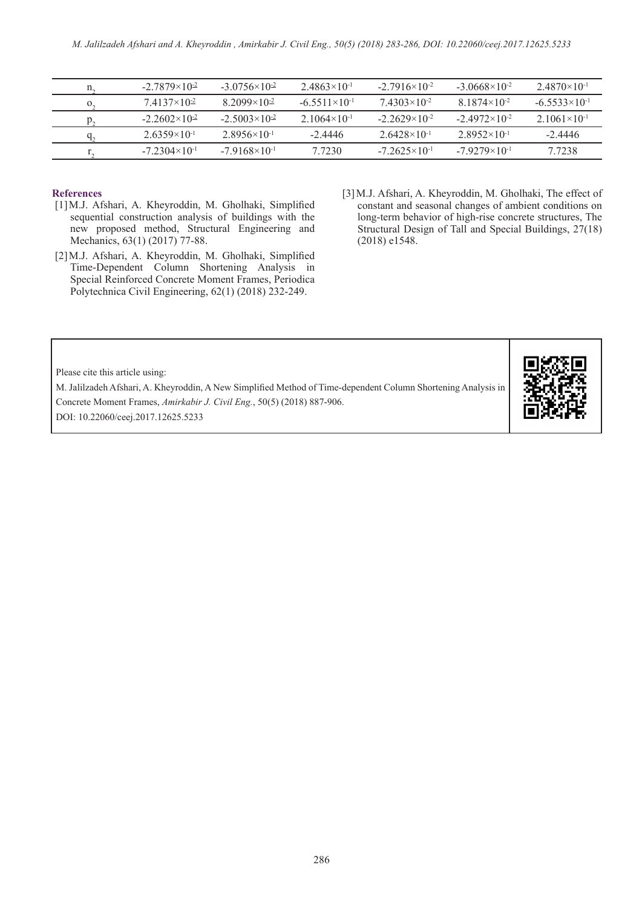| | | | | | | |
|---|---|---|---|---|---|---|
| $n_2$ | $-2.7879\times10^{-2}$ | $-3.0756\times10^{-2}$ | $2.4863\times10^{-1}$ | $-2.7916\times10^{-2}$ | $-3.0668\times10^{-2}$ | $2.4870\times10^{-1}$ |
| $o_2$ | $7.4137\times10^{-2}$ | $8.2099\times10^{-2}$ | $-6.5511\times10^{-1}$ | $7.4303\times10^{-2}$ | $8.1874\times10^{-2}$ | $-6.5533\times10^{-1}$ |
| $p_2$ | $-2.2602\times10^{-2}$ | $-2.5003\times10^{-2}$ | $2.1064\times10^{-1}$ | $-2.2629\times10^{-2}$ | $-2.4972\times10^{-2}$ | $2.1061\times10^{-1}$ |
| $q_2$ | $2.6359\times10^{-1}$ | $2.8956\times10^{-1}$ | -2.4446 | $2.6428\times10^{-1}$ | $2.8952\times10^{-1}$ | -2.4446 |
| $r_2$ | $-7.2304\times10^{-1}$ | $-7.9168\times10^{-1}$ | 7.7230 | $-7.2625\times10^{-1}$ | $-7.9279\times10^{-1}$ | 7.7238 |

**References**

[1] M.J. Afshari, A. Kheyroddin, M. Gholhaki, Simplified sequential construction analysis of buildings with the new proposed method, Structural Engineering and Mechanics, 63(1) (2017) 77-88.

[2] M.J. Afshari, A. Kheyroddin, M. Gholhaki, Simplified Time-Dependent Column Shortening Analysis in Special Reinforced Concrete Moment Frames, Periodica Polytechnica Civil Engineering, 62(1) (2018) 232-249.

[3] M.J. Afshari, A. Kheyroddin, M. Gholhaki, The effect of constant and seasonal changes of ambient conditions on long-term behavior of high-rise concrete structures, The Structural Design of Tall and Special Buildings, 27(18) (2018) e1548.

Please cite this article using:

M. Jalilzadeh Afshari, A. Kheyroddin, A New Simplified Method of Time-dependent Column Shortening Analysis in Concrete Moment Frames, *Amirkabir J. Civil Eng.*, 50(5) (2018) 887-906.

DOI: 10.22060/ceej.2017.12625.5233